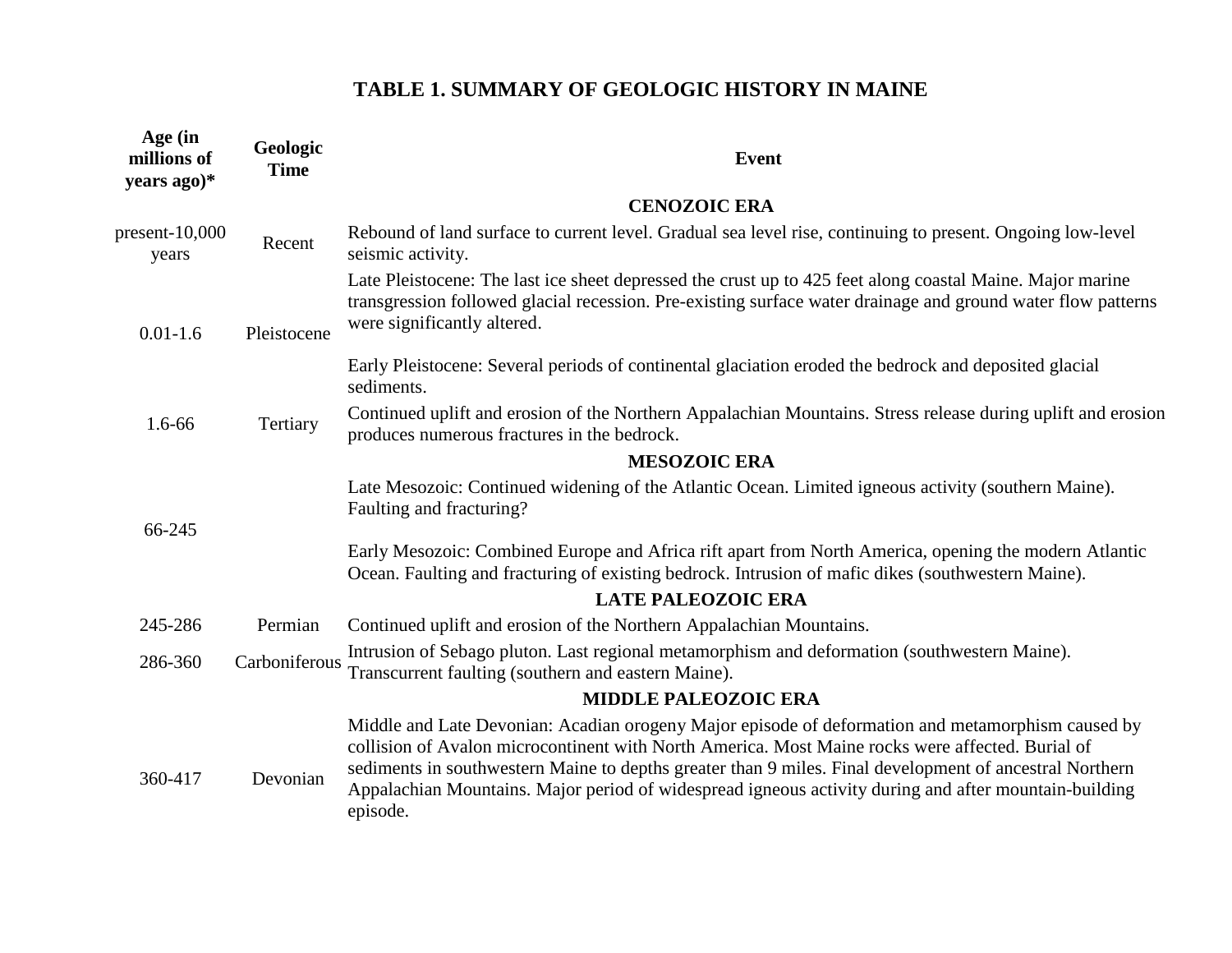# TABLE 1. SUMMARY OF GEOLOGIC HISTORY IN MAINE

| Age (in millions of years ago)* | Geologic Time | Event |
|---|---|---|
| | | **CENOZOIC ERA** |
| present-10,000 years | Recent | Rebound of land surface to current level. Gradual sea level rise, continuing to present. Ongoing low-level seismic activity. |
| 0.01-1.6 | Pleistocene | Late Pleistocene: The last ice sheet depressed the crust up to 425 feet along coastal Maine. Major marine transgression followed glacial recession. Pre-existing surface water drainage and ground water flow patterns were significantly altered.<br><br>Early Pleistocene: Several periods of continental glaciation eroded the bedrock and deposited glacial sediments. |
| 1.6-66 | Tertiary | Continued uplift and erosion of the Northern Appalachian Mountains. Stress release during uplift and erosion produces numerous fractures in the bedrock. |
| | | **MESOZOIC ERA** |
| 66-245 | | Late Mesozoic: Continued widening of the Atlantic Ocean. Limited igneous activity (southern Maine). Faulting and fracturing?<br><br>Early Mesozoic: Combined Europe and Africa rift apart from North America, opening the modern Atlantic Ocean. Faulting and fracturing of existing bedrock. Intrusion of mafic dikes (southwestern Maine). |
| | | **LATE PALEOZOIC ERA** |
| 245-286 | Permian | Continued uplift and erosion of the Northern Appalachian Mountains. |
| 286-360 | Carboniferous | Intrusion of Sebago pluton. Last regional metamorphism and deformation (southwestern Maine). Transcurrent faulting (southern and eastern Maine). |
| | | **MIDDLE PALEOZOIC ERA** |
| 360-417 | Devonian | Middle and Late Devonian: Acadian orogeny Major episode of deformation and metamorphism caused by collision of Avalon microcontinent with North America. Most Maine rocks were affected. Burial of sediments in southwestern Maine to depths greater than 9 miles. Final development of ancestral Northern Appalachian Mountains. Major period of widespread igneous activity during and after mountain-building episode. |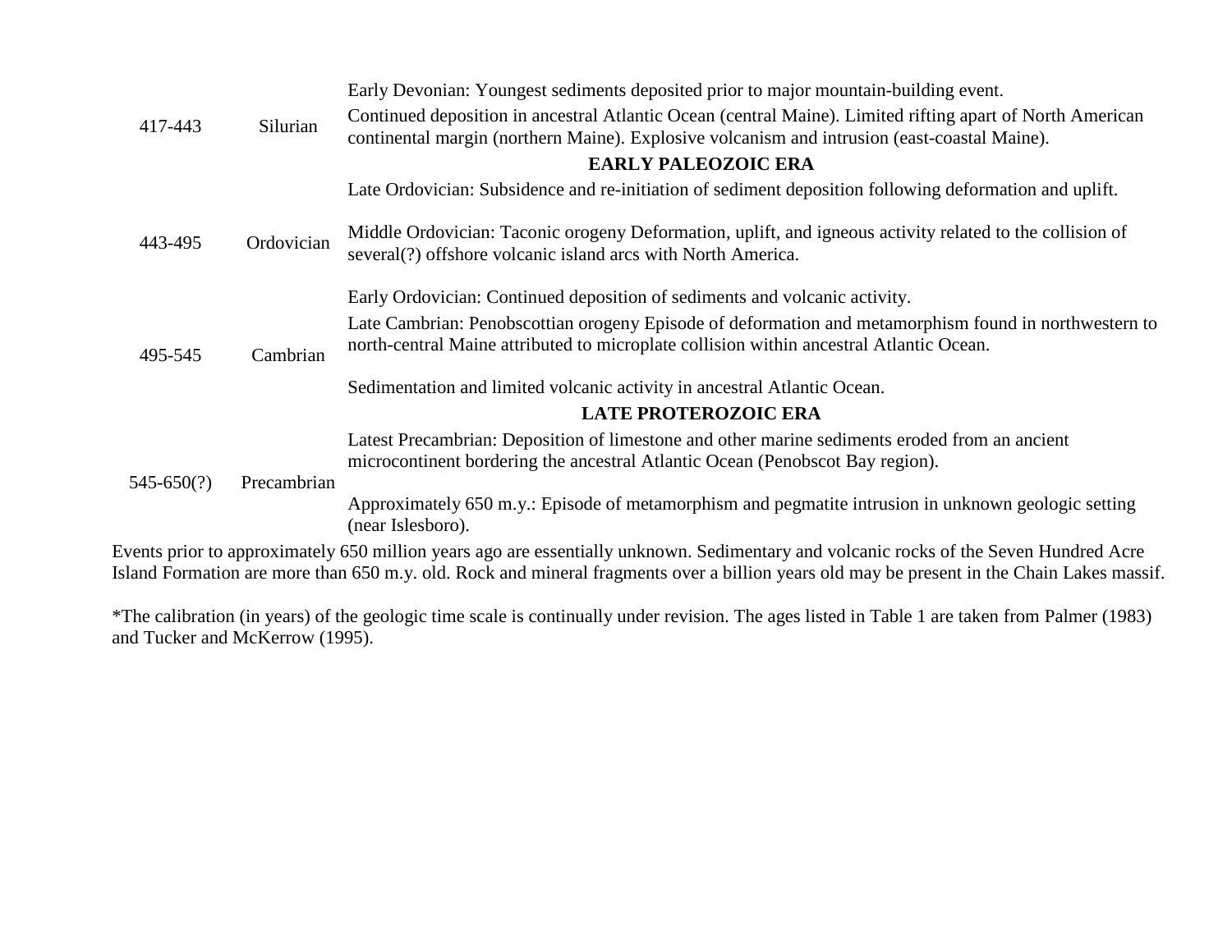| | | |
|---|---|---|
| 417-443 | Silurian | Early Devonian: Youngest sediments deposited prior to major mountain-building event. Continued deposition in ancestral Atlantic Ocean (central Maine). Limited rifting apart of North American continental margin (northern Maine). Explosive volcanism and intrusion (east-coastal Maine). |
| | | **EARLY PALEOZOIC ERA** |
| 443-495 | Ordovician | Late Ordovician: Subsidence and re-initiation of sediment deposition following deformation and uplift. Middle Ordovician: Taconic orogeny Deformation, uplift, and igneous activity related to the collision of several(?) offshore volcanic island arcs with North America. Early Ordovician: Continued deposition of sediments and volcanic activity. |
| 495-545 | Cambrian | Late Cambrian: Penobscottian orogeny Episode of deformation and metamorphism found in northwestern to north-central Maine attributed to microplate collision within ancestral Atlantic Ocean. Sedimentation and limited volcanic activity in ancestral Atlantic Ocean. |
| | | **LATE PROTEROZOIC ERA** |
| 545-650(?) | Precambrian | Latest Precambrian: Deposition of limestone and other marine sediments eroded from an ancient microcontinent bordering the ancestral Atlantic Ocean (Penobscot Bay region). Approximately 650 m.y.: Episode of metamorphism and pegmatite intrusion in unknown geologic setting (near Islesboro). |

Events prior to approximately 650 million years ago are essentially unknown. Sedimentary and volcanic rocks of the Seven Hundred Acre Island Formation are more than 650 m.y. old. Rock and mineral fragments over a billion years old may be present in the Chain Lakes massif.

*The calibration (in years) of the geologic time scale is continually under revision. The ages listed in Table 1 are taken from Palmer (1983) and Tucker and McKerrow (1995).